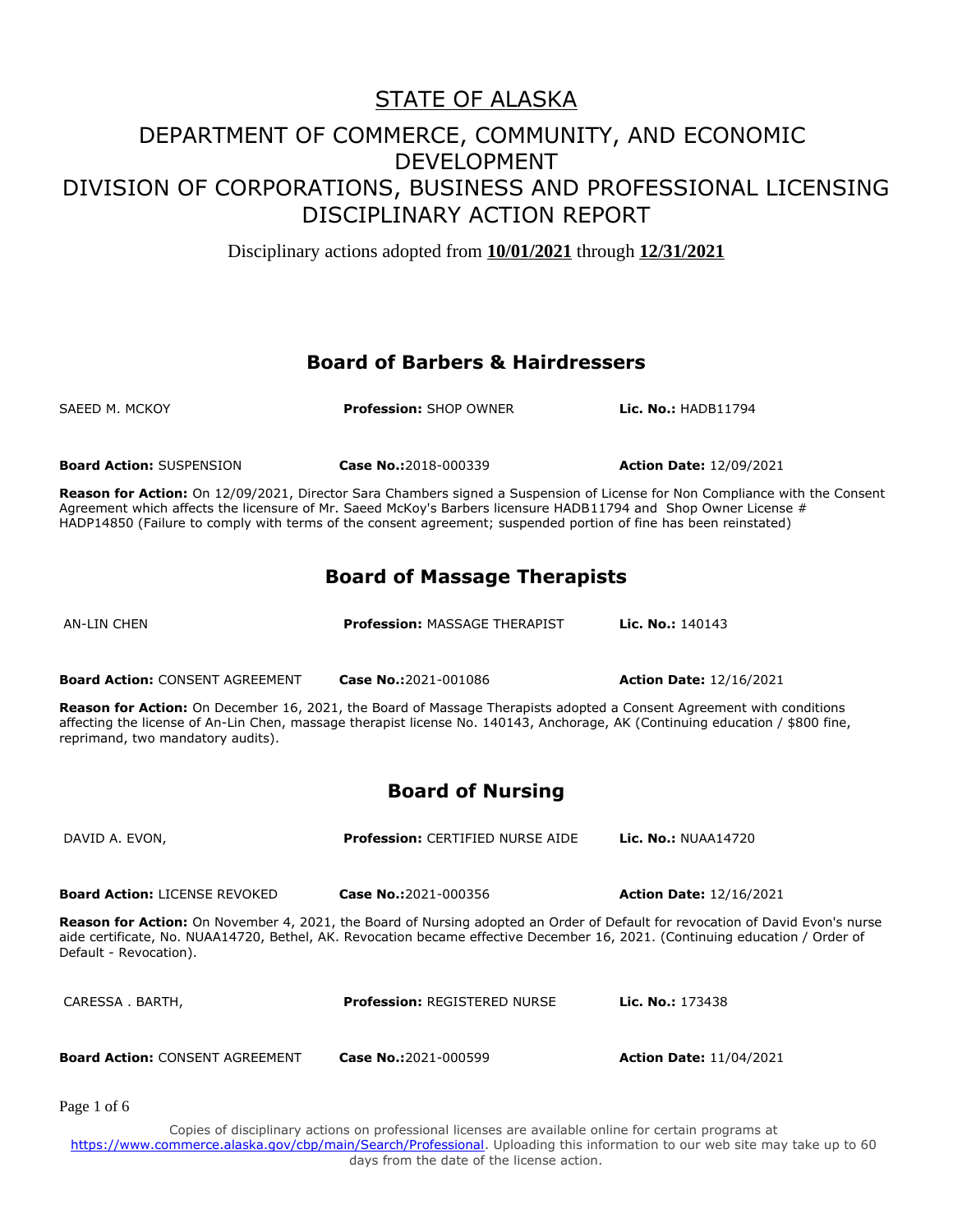# STATE OF ALASKA

## DEPARTMENT OF COMMERCE, COMMUNITY, AND ECONOMIC DEVELOPMENT
## DIVISION OF CORPORATIONS, BUSINESS AND PROFESSIONAL LICENSING
## DISCIPLINARY ACTION REPORT

Disciplinary actions adopted from **10/01/2021** through **12/31/2021**

### Board of Barbers & Hairdressers

SAEED M. MCKOY | **Profession:** SHOP OWNER | **Lic. No.:** HADB11794

**Board Action:** SUSPENSION | **Case No.:** 2018-000339 | **Action Date:** 12/09/2021

**Reason for Action:** On 12/09/2021, Director Sara Chambers signed a Suspension of License for Non Compliance with the Consent Agreement which affects the licensure of Mr. Saeed McKoy's Barbers licensure HADB11794 and Shop Owner License # HADP14850 (Failure to comply with terms of the consent agreement; suspended portion of fine has been reinstated)

### Board of Massage Therapists

AN-LIN CHEN | **Profession:** MASSAGE THERAPIST | **Lic. No.:** 140143

**Board Action:** CONSENT AGREEMENT | **Case No.:** 2021-001086 | **Action Date:** 12/16/2021

**Reason for Action:** On December 16, 2021, the Board of Massage Therapists adopted a Consent Agreement with conditions affecting the license of An-Lin Chen, massage therapist license No. 140143, Anchorage, AK (Continuing education / $800 fine, reprimand, two mandatory audits).

### Board of Nursing

DAVID A. EVON, | **Profession:** CERTIFIED NURSE AIDE | **Lic. No.:** NUAA14720

**Board Action:** LICENSE REVOKED | **Case No.:** 2021-000356 | **Action Date:** 12/16/2021

**Reason for Action:** On November 4, 2021, the Board of Nursing adopted an Order of Default for revocation of David Evon's nurse aide certificate, No. NUAA14720, Bethel, AK. Revocation became effective December 16, 2021. (Continuing education / Order of Default - Revocation).

CARESSA . BARTH, | **Profession:** REGISTERED NURSE | **Lic. No.:** 173438

**Board Action:** CONSENT AGREEMENT | **Case No.:** 2021-000599 | **Action Date:** 11/04/2021

Copies of disciplinary actions on professional licenses are available online for certain programs at https://www.commerce.alaska.gov/cbp/main/Search/Professional. Uploading this information to our web site may take up to 60 days from the date of the license action.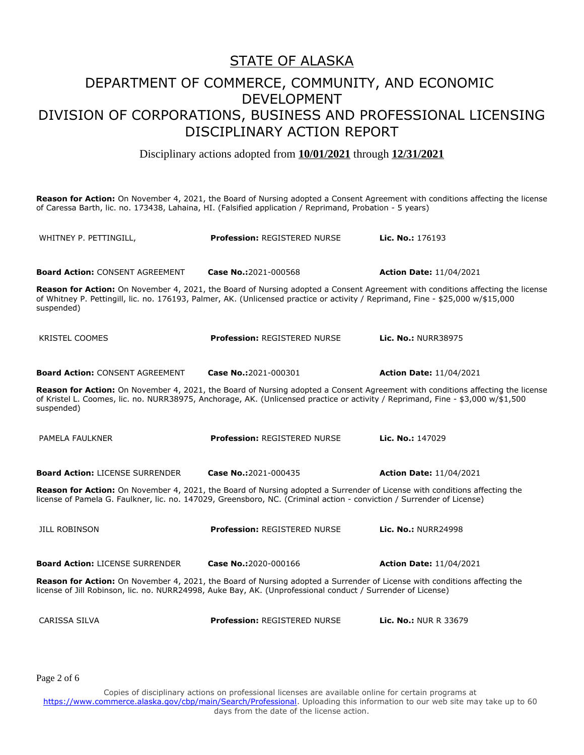# STATE OF ALASKA

## DEPARTMENT OF COMMERCE, COMMUNITY, AND ECONOMIC DEVELOPMENT
## DIVISION OF CORPORATIONS, BUSINESS AND PROFESSIONAL LICENSING
## DISCIPLINARY ACTION REPORT

Disciplinary actions adopted from **10/01/2021** through **12/31/2021**

**Reason for Action:** On November 4, 2021, the Board of Nursing adopted a Consent Agreement with conditions affecting the license of Caressa Barth, lic. no. 173438, Lahaina, HI. (Falsified application / Reprimand, Probation - 5 years)

| WHITNEY P. PETTINGILL, | **Profession:** REGISTERED NURSE | **Lic. No.:** 176193 |
|---|---|---|
| **Board Action:** CONSENT AGREEMENT | **Case No.:**2021-000568 | **Action Date:** 11/04/2021 |

**Reason for Action:** On November 4, 2021, the Board of Nursing adopted a Consent Agreement with conditions affecting the license of Whitney P. Pettingill, lic. no. 176193, Palmer, AK. (Unlicensed practice or activity / Reprimand, Fine - $25,000 w/$15,000 suspended)

| KRISTEL COOMES | **Profession:** REGISTERED NURSE | **Lic. No.:** NURR38975 |
|---|---|---|
| **Board Action:** CONSENT AGREEMENT | **Case No.:**2021-000301 | **Action Date:** 11/04/2021 |

**Reason for Action:** On November 4, 2021, the Board of Nursing adopted a Consent Agreement with conditions affecting the license of Kristel L. Coomes, lic. no. NURR38975, Anchorage, AK. (Unlicensed practice or activity / Reprimand, Fine - $3,000 w/$1,500 suspended)

| PAMELA FAULKNER | **Profession:** REGISTERED NURSE | **Lic. No.:** 147029 |
|---|---|---|
| **Board Action:** LICENSE SURRENDER | **Case No.:**2021-000435 | **Action Date:** 11/04/2021 |

**Reason for Action:** On November 4, 2021, the Board of Nursing adopted a Surrender of License with conditions affecting the license of Pamela G. Faulkner, lic. no. 147029, Greensboro, NC. (Criminal action - conviction / Surrender of License)

| JILL ROBINSON | **Profession:** REGISTERED NURSE | **Lic. No.:** NURR24998 |
|---|---|---|
| **Board Action:** LICENSE SURRENDER | **Case No.:**2020-000166 | **Action Date:** 11/04/2021 |

**Reason for Action:** On November 4, 2021, the Board of Nursing adopted a Surrender of License with conditions affecting the license of Jill Robinson, lic. no. NURR24998, Auke Bay, AK. (Unprofessional conduct / Surrender of License)

| CARISSA SILVA | **Profession:** REGISTERED NURSE | **Lic. No.:** NUR R 33679 |
|---|---|---|

Copies of disciplinary actions on professional licenses are available online for certain programs at https://www.commerce.alaska.gov/cbp/main/Search/Professional. Uploading this information to our web site may take up to 60 days from the date of the license action.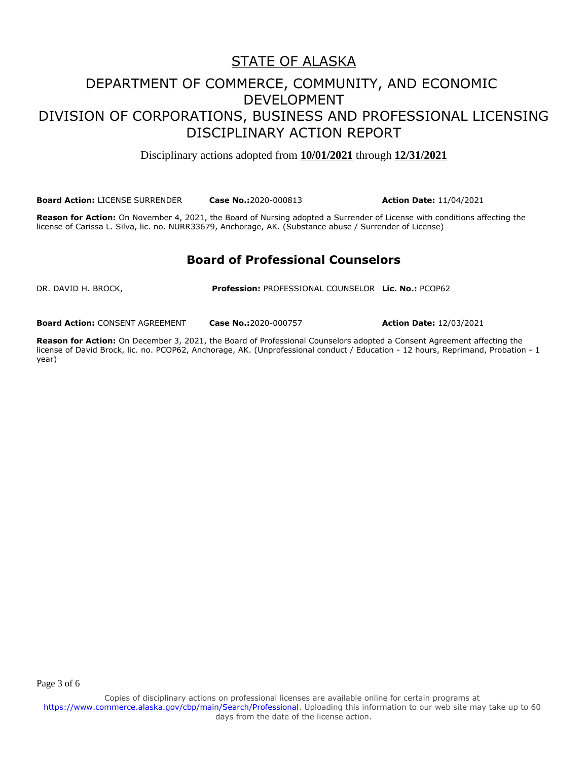# STATE OF ALASKA

## DEPARTMENT OF COMMERCE, COMMUNITY, AND ECONOMIC DEVELOPMENT
## DIVISION OF CORPORATIONS, BUSINESS AND PROFESSIONAL LICENSING
## DISCIPLINARY ACTION REPORT

Disciplinary actions adopted from **10/01/2021** through **12/31/2021**

**Board Action:** LICENSE SURRENDER **Case No.:**2020-000813 **Action Date:** 11/04/2021

**Reason for Action:** On November 4, 2021, the Board of Nursing adopted a Surrender of License with conditions affecting the license of Carissa L. Silva, lic. no. NURR33679, Anchorage, AK. (Substance abuse / Surrender of License)

## Board of Professional Counselors

DR. DAVID H. BROCK, **Profession:** PROFESSIONAL COUNSELOR **Lic. No.:** PCOP62

**Board Action:** CONSENT AGREEMENT **Case No.:**2020-000757 **Action Date:** 12/03/2021

**Reason for Action:** On December 3, 2021, the Board of Professional Counselors adopted a Consent Agreement affecting the license of David Brock, lic. no. PCOP62, Anchorage, AK. (Unprofessional conduct / Education - 12 hours, Reprimand, Probation - 1 year)

Copies of disciplinary actions on professional licenses are available online for certain programs at https://www.commerce.alaska.gov/cbp/main/Search/Professional. Uploading this information to our web site may take up to 60 days from the date of the license action.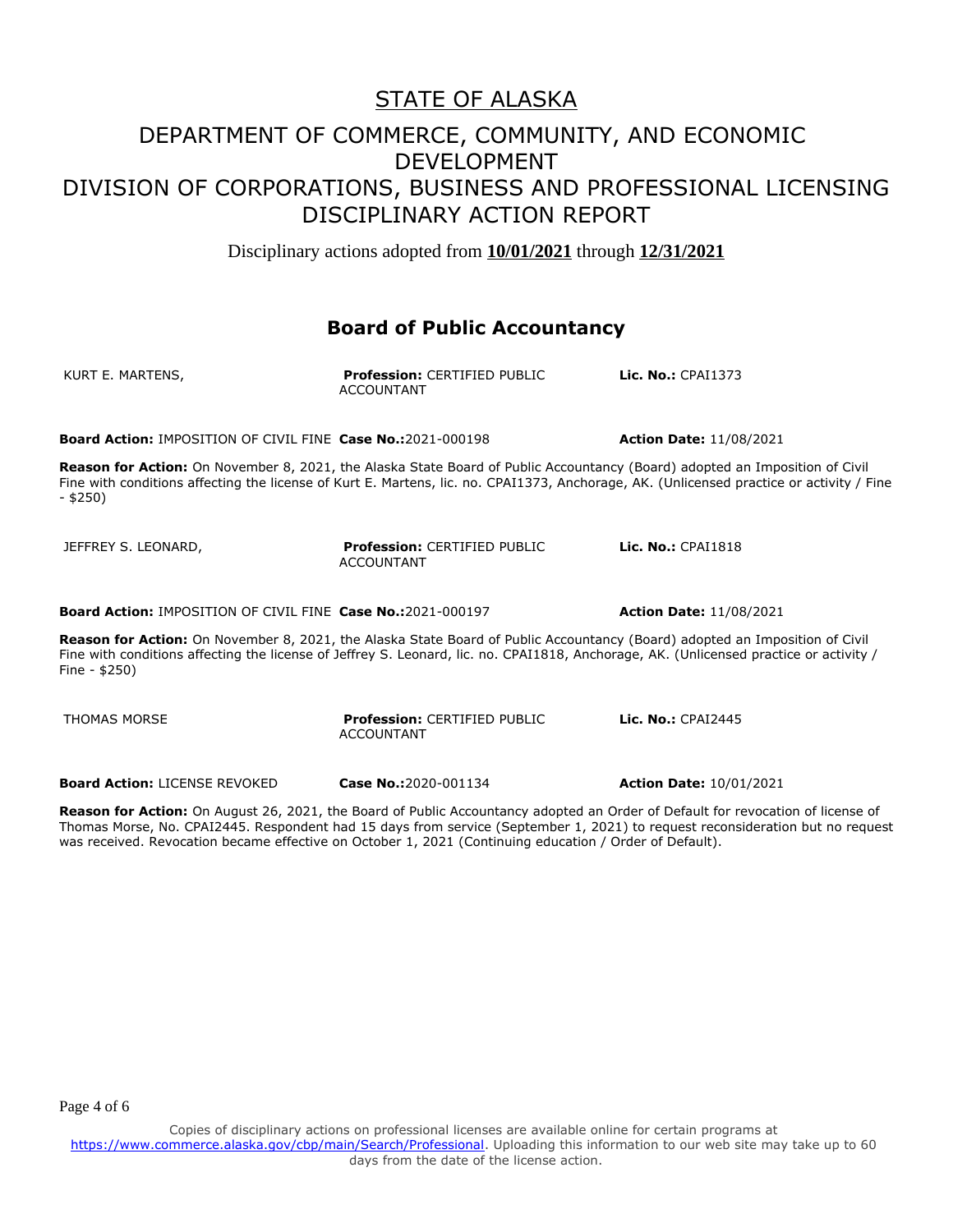# STATE OF ALASKA

## DEPARTMENT OF COMMERCE, COMMUNITY, AND ECONOMIC DEVELOPMENT
## DIVISION OF CORPORATIONS, BUSINESS AND PROFESSIONAL LICENSING
## DISCIPLINARY ACTION REPORT

Disciplinary actions adopted from **10/01/2021** through **12/31/2021**

### Board of Public Accountancy

KURT E. MARTENS, **Profession:** CERTIFIED PUBLIC ACCOUNTANT **Lic. No.:** CPAI1373

**Board Action:** IMPOSITION OF CIVIL FINE **Case No.:**2021-000198 **Action Date:** 11/08/2021

**Reason for Action:** On November 8, 2021, the Alaska State Board of Public Accountancy (Board) adopted an Imposition of Civil Fine with conditions affecting the license of Kurt E. Martens, lic. no. CPAI1373, Anchorage, AK. (Unlicensed practice or activity / Fine - $250)

JEFFREY S. LEONARD, **Profession:** CERTIFIED PUBLIC ACCOUNTANT **Lic. No.:** CPAI1818

**Board Action:** IMPOSITION OF CIVIL FINE **Case No.:**2021-000197 **Action Date:** 11/08/2021

**Reason for Action:** On November 8, 2021, the Alaska State Board of Public Accountancy (Board) adopted an Imposition of Civil Fine with conditions affecting the license of Jeffrey S. Leonard, lic. no. CPAI1818, Anchorage, AK. (Unlicensed practice or activity / Fine - $250)

THOMAS MORSE **Profession:** CERTIFIED PUBLIC ACCOUNTANT **Lic. No.:** CPAI2445

**Board Action:** LICENSE REVOKED **Case No.:**2020-001134 **Action Date:** 10/01/2021

**Reason for Action:** On August 26, 2021, the Board of Public Accountancy adopted an Order of Default for revocation of license of Thomas Morse, No. CPAI2445. Respondent had 15 days from service (September 1, 2021) to request reconsideration but no request was received. Revocation became effective on October 1, 2021 (Continuing education / Order of Default).

Copies of disciplinary actions on professional licenses are available online for certain programs at https://www.commerce.alaska.gov/cbp/main/Search/Professional. Uploading this information to our web site may take up to 60 days from the date of the license action.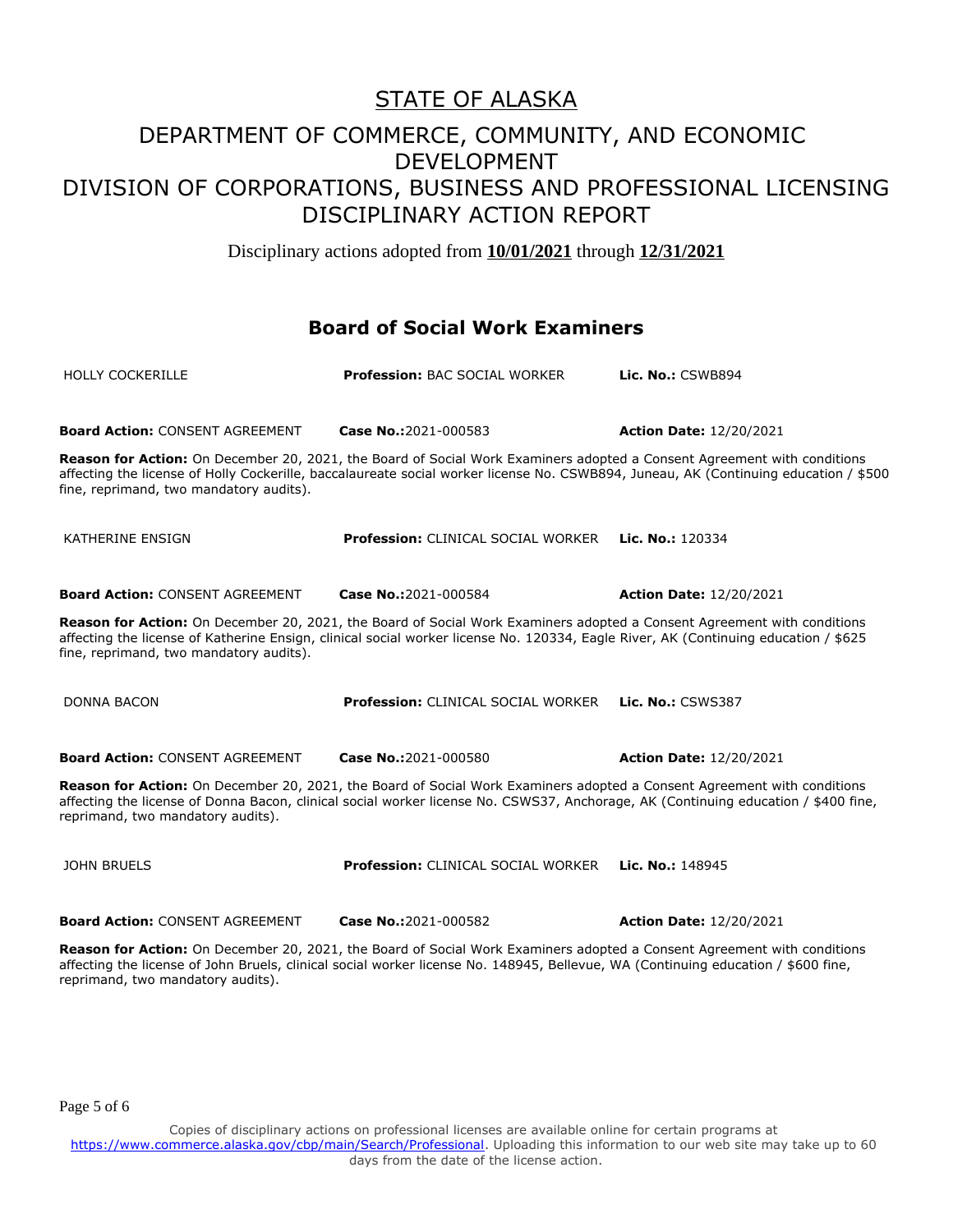# STATE OF ALASKA

## DEPARTMENT OF COMMERCE, COMMUNITY, AND ECONOMIC DEVELOPMENT
## DIVISION OF CORPORATIONS, BUSINESS AND PROFESSIONAL LICENSING
## DISCIPLINARY ACTION REPORT

Disciplinary actions adopted from **10/01/2021** through **12/31/2021**

### Board of Social Work Examiners

HOLLY COCKERILLE | **Profession:** BAC SOCIAL WORKER | **Lic. No.:** CSWB894

**Board Action:** CONSENT AGREEMENT | **Case No.:**2021-000583 | **Action Date:** 12/20/2021

**Reason for Action:** On December 20, 2021, the Board of Social Work Examiners adopted a Consent Agreement with conditions affecting the license of Holly Cockerille, baccalaureate social worker license No. CSWB894, Juneau, AK (Continuing education / $500 fine, reprimand, two mandatory audits).

KATHERINE ENSIGN | **Profession:** CLINICAL SOCIAL WORKER | **Lic. No.:** 120334

**Board Action:** CONSENT AGREEMENT | **Case No.:**2021-000584 | **Action Date:** 12/20/2021

**Reason for Action:** On December 20, 2021, the Board of Social Work Examiners adopted a Consent Agreement with conditions affecting the license of Katherine Ensign, clinical social worker license No. 120334, Eagle River, AK (Continuing education / $625 fine, reprimand, two mandatory audits).

DONNA BACON | **Profession:** CLINICAL SOCIAL WORKER | **Lic. No.:** CSWS387

**Board Action:** CONSENT AGREEMENT | **Case No.:**2021-000580 | **Action Date:** 12/20/2021

**Reason for Action:** On December 20, 2021, the Board of Social Work Examiners adopted a Consent Agreement with conditions affecting the license of Donna Bacon, clinical social worker license No. CSWS37, Anchorage, AK (Continuing education / $400 fine, reprimand, two mandatory audits).

JOHN BRUELS | **Profession:** CLINICAL SOCIAL WORKER | **Lic. No.:** 148945

**Board Action:** CONSENT AGREEMENT | **Case No.:**2021-000582 | **Action Date:** 12/20/2021

**Reason for Action:** On December 20, 2021, the Board of Social Work Examiners adopted a Consent Agreement with conditions affecting the license of John Bruels, clinical social worker license No. 148945, Bellevue, WA (Continuing education / $600 fine, reprimand, two mandatory audits).

Copies of disciplinary actions on professional licenses are available online for certain programs at https://www.commerce.alaska.gov/cbp/main/Search/Professional. Uploading this information to our web site may take up to 60 days from the date of the license action.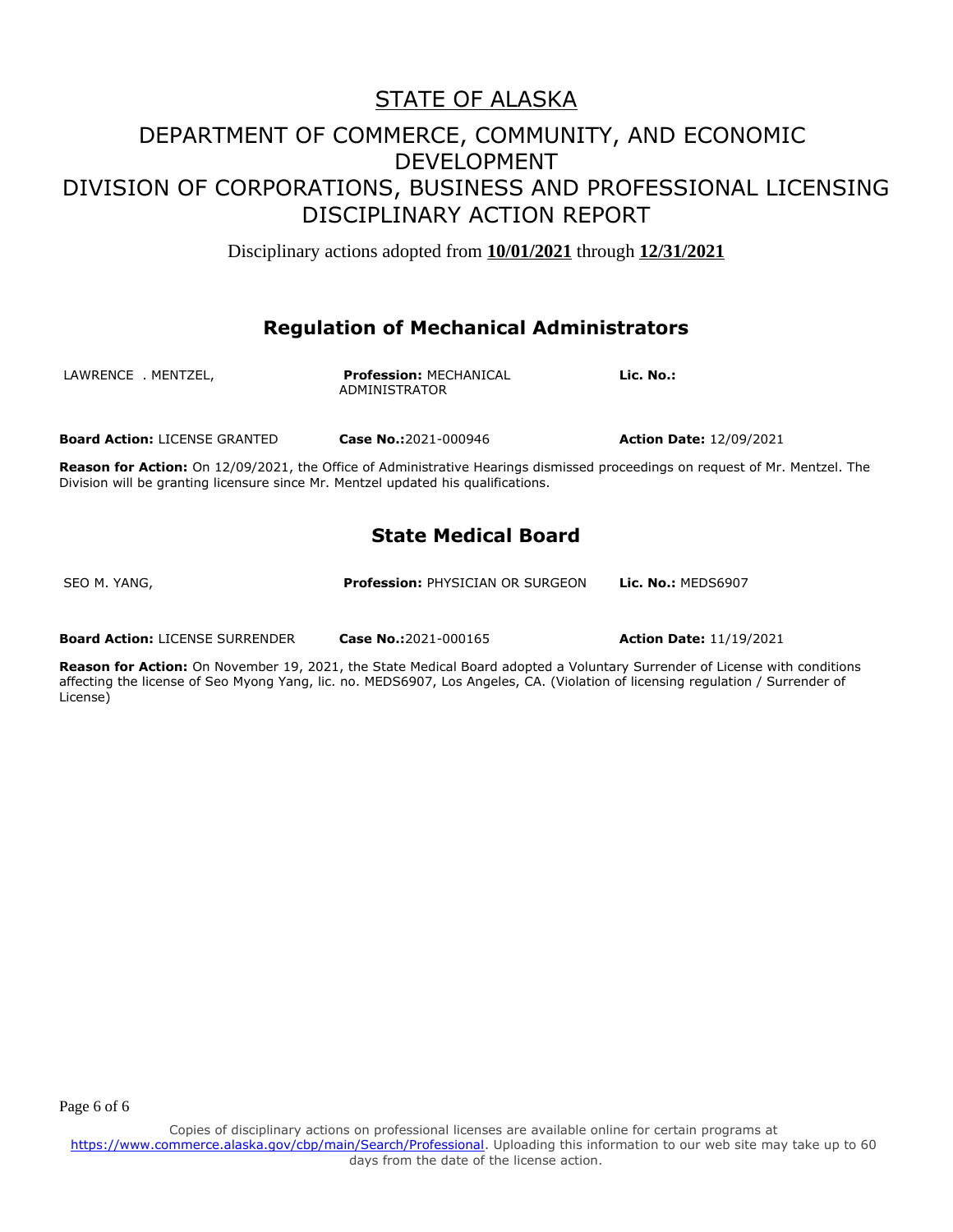# STATE OF ALASKA

## DEPARTMENT OF COMMERCE, COMMUNITY, AND ECONOMIC DEVELOPMENT
## DIVISION OF CORPORATIONS, BUSINESS AND PROFESSIONAL LICENSING
## DISCIPLINARY ACTION REPORT

Disciplinary actions adopted from **10/01/2021** through **12/31/2021**

### Regulation of Mechanical Administrators

LAWRENCE . MENTZEL, **Profession:** MECHANICAL ADMINISTRATOR **Lic. No.:**

**Board Action:** LICENSE GRANTED **Case No.:** 2021-000946 **Action Date:** 12/09/2021

**Reason for Action:** On 12/09/2021, the Office of Administrative Hearings dismissed proceedings on request of Mr. Mentzel. The Division will be granting licensure since Mr. Mentzel updated his qualifications.

### State Medical Board

SEO M. YANG, **Profession:** PHYSICIAN OR SURGEON **Lic. No.:** MEDS6907

**Board Action:** LICENSE SURRENDER **Case No.:** 2021-000165 **Action Date:** 11/19/2021

**Reason for Action:** On November 19, 2021, the State Medical Board adopted a Voluntary Surrender of License with conditions affecting the license of Seo Myong Yang, lic. no. MEDS6907, Los Angeles, CA. (Violation of licensing regulation / Surrender of License)

Copies of disciplinary actions on professional licenses are available online for certain programs at https://www.commerce.alaska.gov/cbp/main/Search/Professional. Uploading this information to our web site may take up to 60 days from the date of the license action.